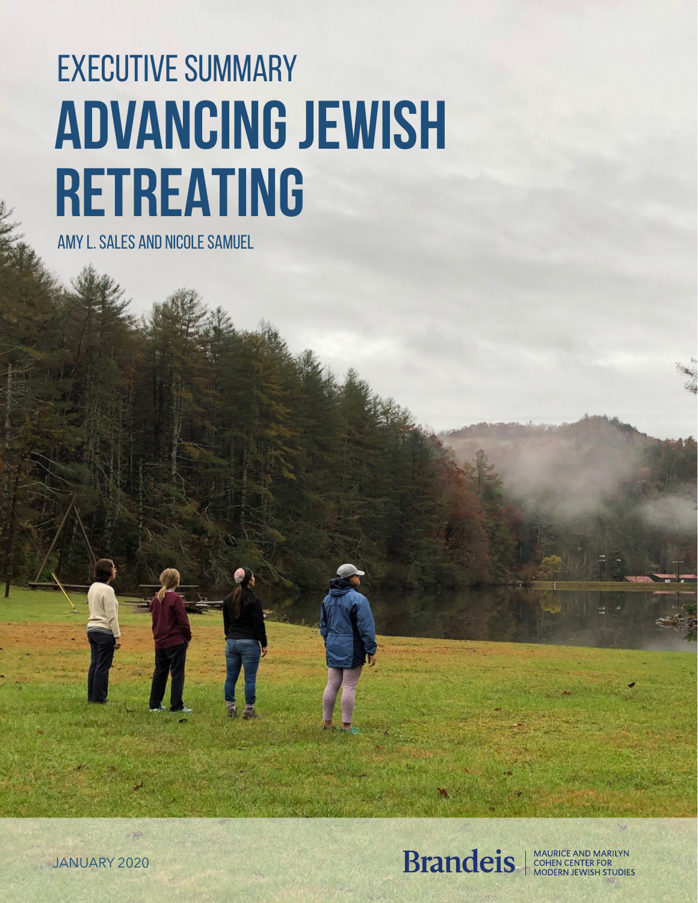# EXECUTIVE SUMMARY

# ADVANCING JEWISH RETREATING

AMY L. SALES AND NICOLE SAMUEL

JANUARY 2020

Brandeis | MAURICE AND MARILYN COHEN CENTER FOR MODERN JEWISH STUDIES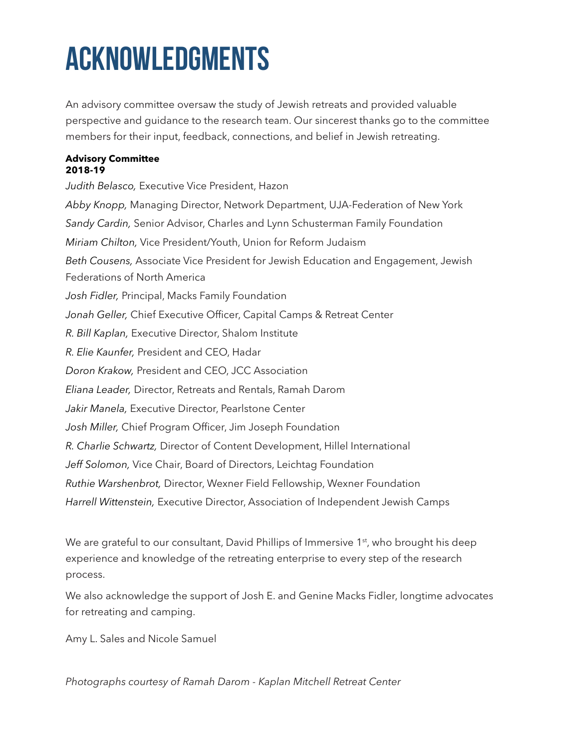# ACKNOWLEDGMENTS

An advisory committee oversaw the study of Jewish retreats and provided valuable perspective and guidance to the research team. Our sincerest thanks go to the committee members for their input, feedback, connections, and belief in Jewish retreating.

**Advisory Committee**
**2018-19**

*Judith Belasco,* Executive Vice President, Hazon

*Abby Knopp,* Managing Director, Network Department, UJA-Federation of New York

*Sandy Cardin,* Senior Advisor, Charles and Lynn Schusterman Family Foundation

*Miriam Chilton,* Vice President/Youth, Union for Reform Judaism

*Beth Cousens,* Associate Vice President for Jewish Education and Engagement, Jewish Federations of North America

*Josh Fidler,* Principal, Macks Family Foundation

*Jonah Geller,* Chief Executive Officer, Capital Camps & Retreat Center

*R. Bill Kaplan,* Executive Director, Shalom Institute

*R. Elie Kaunfer,* President and CEO, Hadar

*Doron Krakow,* President and CEO, JCC Association

*Eliana Leader,* Director, Retreats and Rentals, Ramah Darom

*Jakir Manela,* Executive Director, Pearlstone Center

*Josh Miller,* Chief Program Officer, Jim Joseph Foundation

*R. Charlie Schwartz,* Director of Content Development, Hillel International

*Jeff Solomon,* Vice Chair, Board of Directors, Leichtag Foundation

*Ruthie Warshenbrot,* Director, Wexner Field Fellowship, Wexner Foundation

*Harrell Wittenstein,* Executive Director, Association of Independent Jewish Camps

We are grateful to our consultant, David Phillips of Immersive 1st, who brought his deep experience and knowledge of the retreating enterprise to every step of the research process.

We also acknowledge the support of Josh E. and Genine Macks Fidler, longtime advocates for retreating and camping.

Amy L. Sales and Nicole Samuel

*Photographs courtesy of Ramah Darom - Kaplan Mitchell Retreat Center*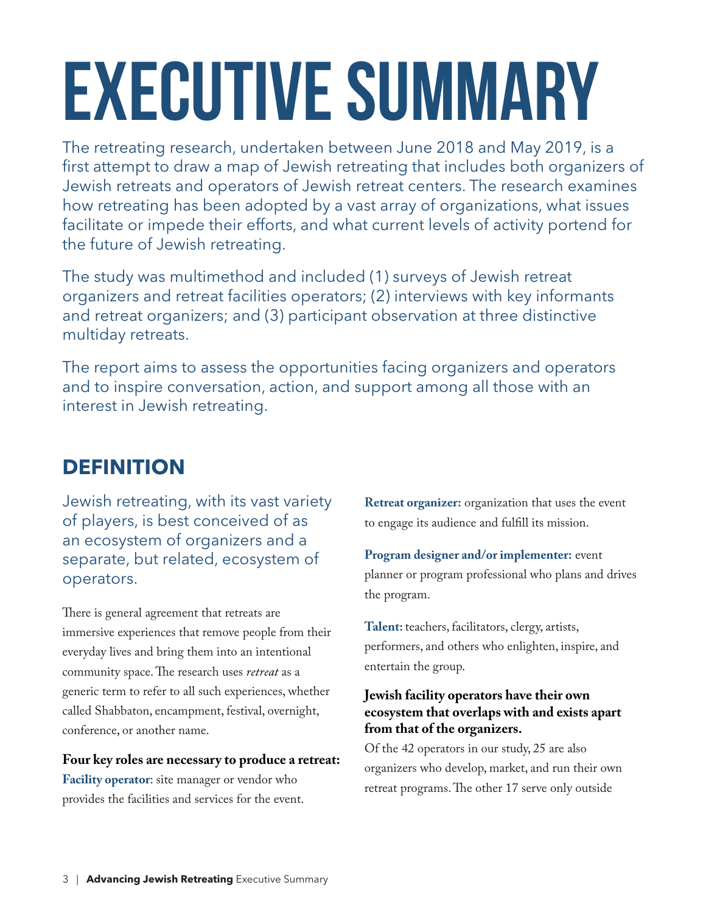# EXECUTIVE SUMMARY

The retreating research, undertaken between June 2018 and May 2019, is a first attempt to draw a map of Jewish retreating that includes both organizers of Jewish retreats and operators of Jewish retreat centers. The research examines how retreating has been adopted by a vast array of organizations, what issues facilitate or impede their efforts, and what current levels of activity portend for the future of Jewish retreating.

The study was multimethod and included (1) surveys of Jewish retreat organizers and retreat facilities operators; (2) interviews with key informants and retreat organizers; and (3) participant observation at three distinctive multiday retreats.

The report aims to assess the opportunities facing organizers and operators and to inspire conversation, action, and support among all those with an interest in Jewish retreating.

## DEFINITION

Jewish retreating, with its vast variety of players, is best conceived of as an ecosystem of organizers and a separate, but related, ecosystem of operators.

There is general agreement that retreats are immersive experiences that remove people from their everyday lives and bring them into an intentional community space. The research uses *retreat* as a generic term to refer to all such experiences, whether called Shabbaton, encampment, festival, overnight, conference, or another name.

**Four key roles are necessary to produce a retreat:**

**Facility operator**: site manager or vendor who provides the facilities and services for the event.

**Retreat organizer:** organization that uses the event to engage its audience and fulfill its mission.

**Program designer and/or implementer:** event planner or program professional who plans and drives the program.

**Talent:** teachers, facilitators, clergy, artists, performers, and others who enlighten, inspire, and entertain the group.

**Jewish facility operators have their own ecosystem that overlaps with and exists apart from that of the organizers.**

Of the 42 operators in our study, 25 are also organizers who develop, market, and run their own retreat programs. The other 17 serve only outside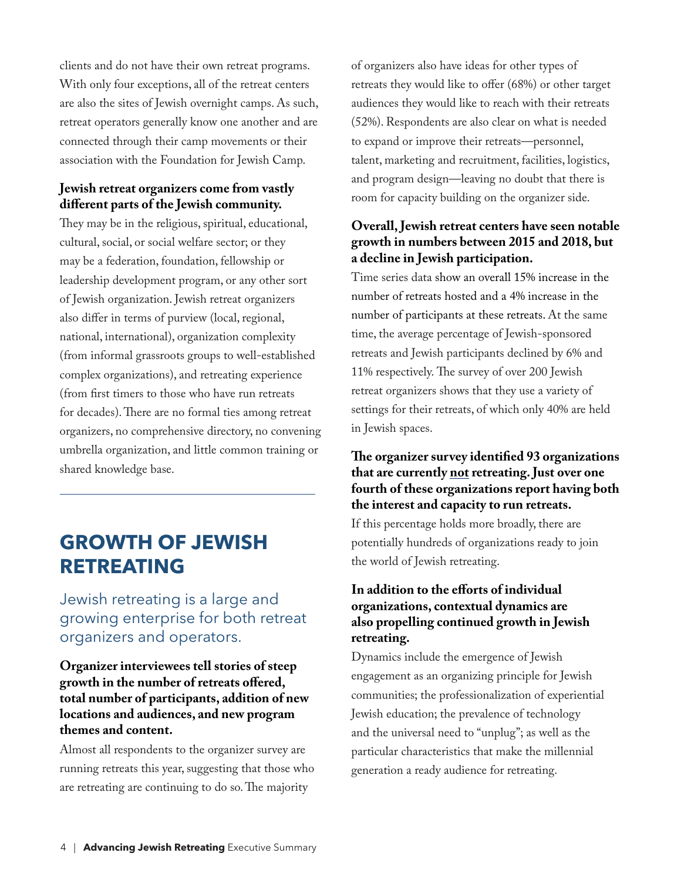clients and do not have their own retreat programs. With only four exceptions, all of the retreat centers are also the sites of Jewish overnight camps. As such, retreat operators generally know one another and are connected through their camp movements or their association with the Foundation for Jewish Camp.

**Jewish retreat organizers come from vastly different parts of the Jewish community.**

They may be in the religious, spiritual, educational, cultural, social, or social welfare sector; or they may be a federation, foundation, fellowship or leadership development program, or any other sort of Jewish organization. Jewish retreat organizers also differ in terms of purview (local, regional, national, international), organization complexity (from informal grassroots groups to well-established complex organizations), and retreating experience (from first timers to those who have run retreats for decades). There are no formal ties among retreat organizers, no comprehensive directory, no convening umbrella organization, and little common training or shared knowledge base.

## GROWTH OF JEWISH RETREATING

### Jewish retreating is a large and growing enterprise for both retreat organizers and operators.

**Organizer interviewees tell stories of steep growth in the number of retreats offered, total number of participants, addition of new locations and audiences, and new program themes and content.**

Almost all respondents to the organizer survey are running retreats this year, suggesting that those who are retreating are continuing to do so. The majority of organizers also have ideas for other types of retreats they would like to offer (68%) or other target audiences they would like to reach with their retreats (52%). Respondents are also clear on what is needed to expand or improve their retreats—personnel, talent, marketing and recruitment, facilities, logistics, and program design—leaving no doubt that there is room for capacity building on the organizer side.

**Overall, Jewish retreat centers have seen notable growth in numbers between 2015 and 2018, but a decline in Jewish participation.**

Time series data show an overall 15% increase in the number of retreats hosted and a 4% increase in the number of participants at these retreats. At the same time, the average percentage of Jewish-sponsored retreats and Jewish participants declined by 6% and 11% respectively. The survey of over 200 Jewish retreat organizers shows that they use a variety of settings for their retreats, of which only 40% are held in Jewish spaces.

**The organizer survey identified 93 organizations that are currently <u>not</u> retreating. Just over one fourth of these organizations report having both the interest and capacity to run retreats.**

If this percentage holds more broadly, there are potentially hundreds of organizations ready to join the world of Jewish retreating.

**In addition to the efforts of individual organizations, contextual dynamics are also propelling continued growth in Jewish retreating.**

Dynamics include the emergence of Jewish engagement as an organizing principle for Jewish communities; the professionalization of experiential Jewish education; the prevalence of technology and the universal need to "unplug"; as well as the particular characteristics that make the millennial generation a ready audience for retreating.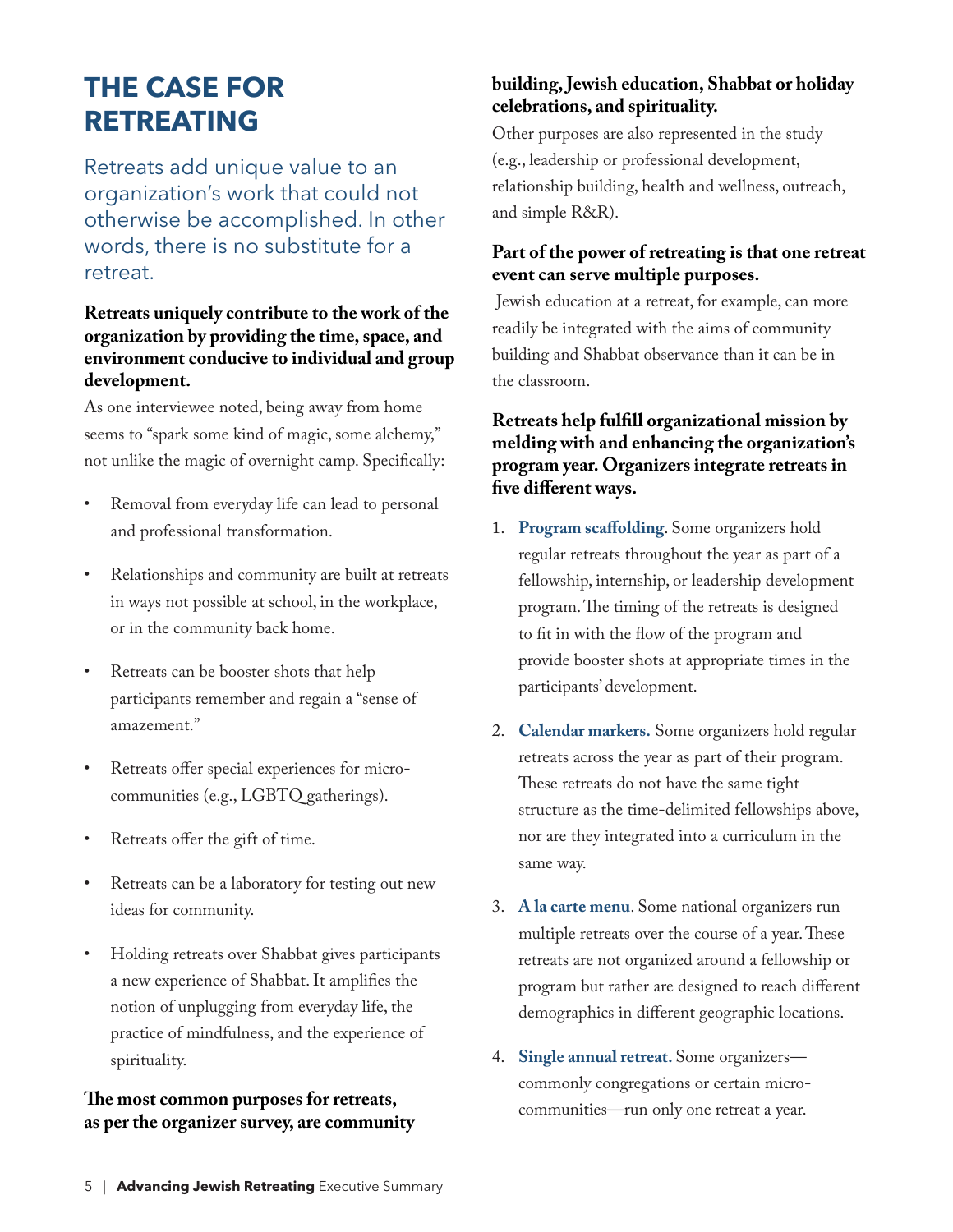# THE CASE FOR RETREATING

Retreats add unique value to an organization's work that could not otherwise be accomplished. In other words, there is no substitute for a retreat.

**Retreats uniquely contribute to the work of the organization by providing the time, space, and environment conducive to individual and group development.**

As one interviewee noted, being away from home seems to "spark some kind of magic, some alchemy," not unlike the magic of overnight camp. Specifically:

- Removal from everyday life can lead to personal and professional transformation.
- Relationships and community are built at retreats in ways not possible at school, in the workplace, or in the community back home.
- Retreats can be booster shots that help participants remember and regain a "sense of amazement."
- Retreats offer special experiences for micro-communities (e.g., LGBTQ gatherings).
- Retreats offer the gift of time.
- Retreats can be a laboratory for testing out new ideas for community.
- Holding retreats over Shabbat gives participants a new experience of Shabbat. It amplifies the notion of unplugging from everyday life, the practice of mindfulness, and the experience of spirituality.

**The most common purposes for retreats, as per the organizer survey, are community building, Jewish education, Shabbat or holiday celebrations, and spirituality.**

Other purposes are also represented in the study (e.g., leadership or professional development, relationship building, health and wellness, outreach, and simple R&R).

**Part of the power of retreating is that one retreat event can serve multiple purposes.**

Jewish education at a retreat, for example, can more readily be integrated with the aims of community building and Shabbat observance than it can be in the classroom.

**Retreats help fulfill organizational mission by melding with and enhancing the organization's program year. Organizers integrate retreats in five different ways.**

1. **Program scaffolding**. Some organizers hold regular retreats throughout the year as part of a fellowship, internship, or leadership development program. The timing of the retreats is designed to fit in with the flow of the program and provide booster shots at appropriate times in the participants' development.
2. **Calendar markers.** Some organizers hold regular retreats across the year as part of their program. These retreats do not have the same tight structure as the time-delimited fellowships above, nor are they integrated into a curriculum in the same way.
3. **A la carte menu**. Some national organizers run multiple retreats over the course of a year. These retreats are not organized around a fellowship or program but rather are designed to reach different demographics in different geographic locations.
4. **Single annual retreat.** Some organizers—commonly congregations or certain micro-communities—run only one retreat a year.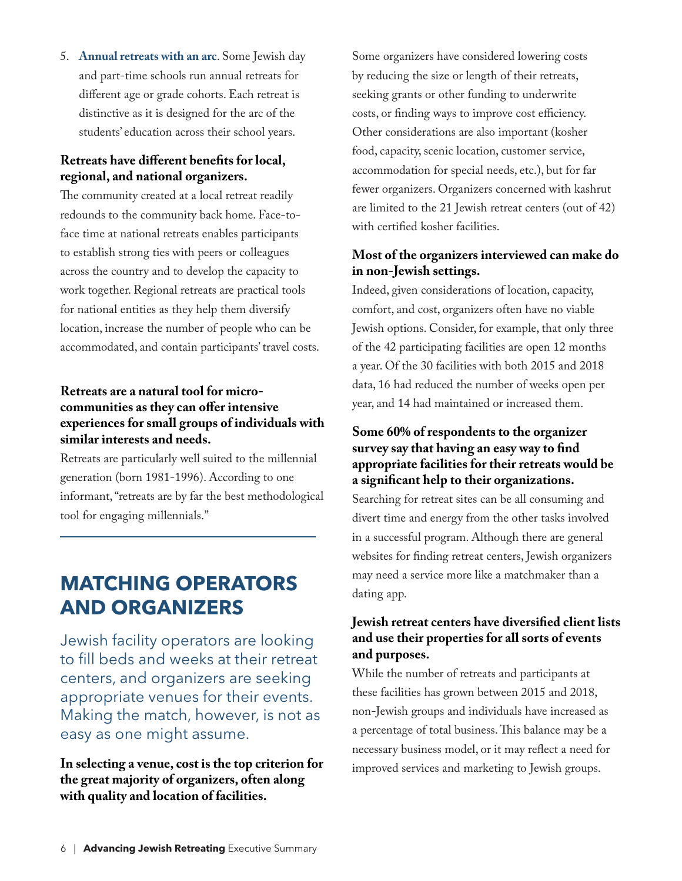5. **Annual retreats with an arc**. Some Jewish day and part-time schools run annual retreats for different age or grade cohorts. Each retreat is distinctive as it is designed for the arc of the students' education across their school years.

**Retreats have different benefits for local, regional, and national organizers.**

The community created at a local retreat readily redounds to the community back home. Face-to-face time at national retreats enables participants to establish strong ties with peers or colleagues across the country and to develop the capacity to work together. Regional retreats are practical tools for national entities as they help them diversify location, increase the number of people who can be accommodated, and contain participants' travel costs.

**Retreats are a natural tool for micro-communities as they can offer intensive experiences for small groups of individuals with similar interests and needs.**

Retreats are particularly well suited to the millennial generation (born 1981-1996). According to one informant, "retreats are by far the best methodological tool for engaging millennials."

## MATCHING OPERATORS AND ORGANIZERS

Jewish facility operators are looking to fill beds and weeks at their retreat centers, and organizers are seeking appropriate venues for their events. Making the match, however, is not as easy as one might assume.

**In selecting a venue, cost is the top criterion for the great majority of organizers, often along with quality and location of facilities.**

Some organizers have considered lowering costs by reducing the size or length of their retreats, seeking grants or other funding to underwrite costs, or finding ways to improve cost efficiency. Other considerations are also important (kosher food, capacity, scenic location, customer service, accommodation for special needs, etc.), but for far fewer organizers. Organizers concerned with kashrut are limited to the 21 Jewish retreat centers (out of 42) with certified kosher facilities.

**Most of the organizers interviewed can make do in non-Jewish settings.**

Indeed, given considerations of location, capacity, comfort, and cost, organizers often have no viable Jewish options. Consider, for example, that only three of the 42 participating facilities are open 12 months a year. Of the 30 facilities with both 2015 and 2018 data, 16 had reduced the number of weeks open per year, and 14 had maintained or increased them.

**Some 60% of respondents to the organizer survey say that having an easy way to find appropriate facilities for their retreats would be a significant help to their organizations.**

Searching for retreat sites can be all consuming and divert time and energy from the other tasks involved in a successful program. Although there are general websites for finding retreat centers, Jewish organizers may need a service more like a matchmaker than a dating app.

**Jewish retreat centers have diversified client lists and use their properties for all sorts of events and purposes.**

While the number of retreats and participants at these facilities has grown between 2015 and 2018, non-Jewish groups and individuals have increased as a percentage of total business. This balance may be a necessary business model, or it may reflect a need for improved services and marketing to Jewish groups.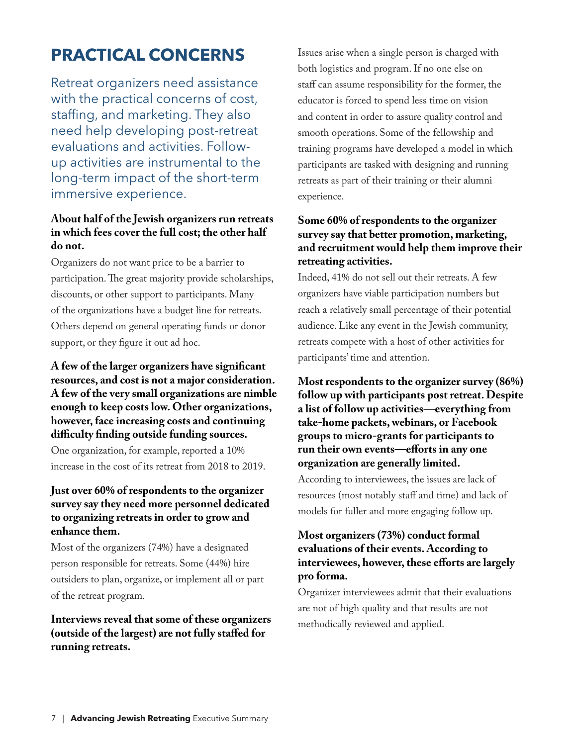# PRACTICAL CONCERNS

Retreat organizers need assistance with the practical concerns of cost, staffing, and marketing. They also need help developing post-retreat evaluations and activities. Follow-up activities are instrumental to the long-term impact of the short-term immersive experience.

**About half of the Jewish organizers run retreats in which fees cover the full cost; the other half do not.**

Organizers do not want price to be a barrier to participation. The great majority provide scholarships, discounts, or other support to participants. Many of the organizations have a budget line for retreats. Others depend on general operating funds or donor support, or they figure it out ad hoc.

**A few of the larger organizers have significant resources, and cost is not a major consideration. A few of the very small organizations are nimble enough to keep costs low. Other organizations, however, face increasing costs and continuing difficulty finding outside funding sources.**

One organization, for example, reported a 10% increase in the cost of its retreat from 2018 to 2019.

**Just over 60% of respondents to the organizer survey say they need more personnel dedicated to organizing retreats in order to grow and enhance them.**

Most of the organizers (74%) have a designated person responsible for retreats. Some (44%) hire outsiders to plan, organize, or implement all or part of the retreat program.

**Interviews reveal that some of these organizers (outside of the largest) are not fully staffed for running retreats.**

Issues arise when a single person is charged with both logistics and program. If no one else on staff can assume responsibility for the former, the educator is forced to spend less time on vision and content in order to assure quality control and smooth operations. Some of the fellowship and training programs have developed a model in which participants are tasked with designing and running retreats as part of their training or their alumni experience.

**Some 60% of respondents to the organizer survey say that better promotion, marketing, and recruitment would help them improve their retreating activities.**

Indeed, 41% do not sell out their retreats. A few organizers have viable participation numbers but reach a relatively small percentage of their potential audience. Like any event in the Jewish community, retreats compete with a host of other activities for participants' time and attention.

**Most respondents to the organizer survey (86%) follow up with participants post retreat. Despite a list of follow up activities—everything from take-home packets, webinars, or Facebook groups to micro-grants for participants to run their own events—efforts in any one organization are generally limited.**

According to interviewees, the issues are lack of resources (most notably staff and time) and lack of models for fuller and more engaging follow up.

**Most organizers (73%) conduct formal evaluations of their events. According to interviewees, however, these efforts are largely pro forma.**

Organizer interviewees admit that their evaluations are not of high quality and that results are not methodically reviewed and applied.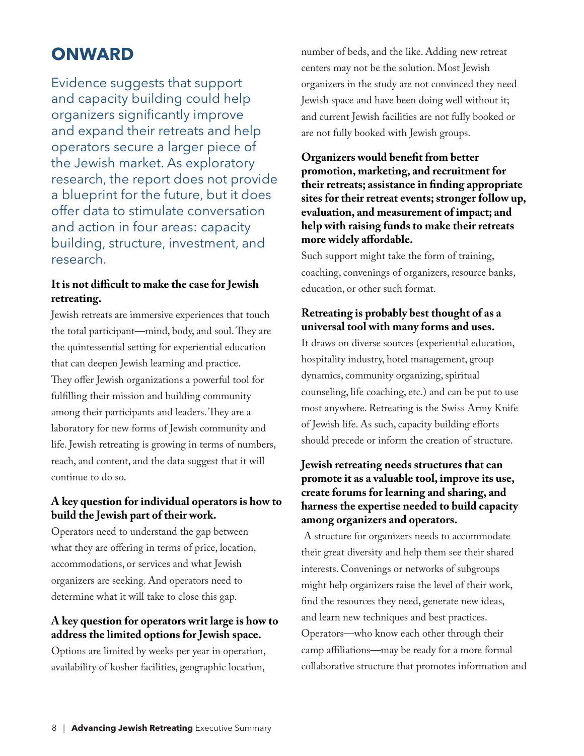# ONWARD

Evidence suggests that support and capacity building could help organizers significantly improve and expand their retreats and help operators secure a larger piece of the Jewish market. As exploratory research, the report does not provide a blueprint for the future, but it does offer data to stimulate conversation and action in four areas: capacity building, structure, investment, and research.

**It is not difficult to make the case for Jewish retreating.**

Jewish retreats are immersive experiences that touch the total participant—mind, body, and soul. They are the quintessential setting for experiential education that can deepen Jewish learning and practice. They offer Jewish organizations a powerful tool for fulfilling their mission and building community among their participants and leaders. They are a laboratory for new forms of Jewish community and life. Jewish retreating is growing in terms of numbers, reach, and content, and the data suggest that it will continue to do so.

**A key question for individual operators is how to build the Jewish part of their work.**

Operators need to understand the gap between what they are offering in terms of price, location, accommodations, or services and what Jewish organizers are seeking. And operators need to determine what it will take to close this gap.

**A key question for operators writ large is how to address the limited options for Jewish space.**

Options are limited by weeks per year in operation, availability of kosher facilities, geographic location, number of beds, and the like. Adding new retreat centers may not be the solution. Most Jewish organizers in the study are not convinced they need Jewish space and have been doing well without it; and current Jewish facilities are not fully booked or are not fully booked with Jewish groups.

**Organizers would benefit from better promotion, marketing, and recruitment for their retreats; assistance in finding appropriate sites for their retreat events; stronger follow up, evaluation, and measurement of impact; and help with raising funds to make their retreats more widely affordable.**

Such support might take the form of training, coaching, convenings of organizers, resource banks, education, or other such format.

**Retreating is probably best thought of as a universal tool with many forms and uses.**

It draws on diverse sources (experiential education, hospitality industry, hotel management, group dynamics, community organizing, spiritual counseling, life coaching, etc.) and can be put to use most anywhere. Retreating is the Swiss Army Knife of Jewish life. As such, capacity building efforts should precede or inform the creation of structure.

**Jewish retreating needs structures that can promote it as a valuable tool, improve its use, create forums for learning and sharing, and harness the expertise needed to build capacity among organizers and operators.**

A structure for organizers needs to accommodate their great diversity and help them see their shared interests. Convenings or networks of subgroups might help organizers raise the level of their work, find the resources they need, generate new ideas, and learn new techniques and best practices. Operators—who know each other through their camp affiliations—may be ready for a more formal collaborative structure that promotes information and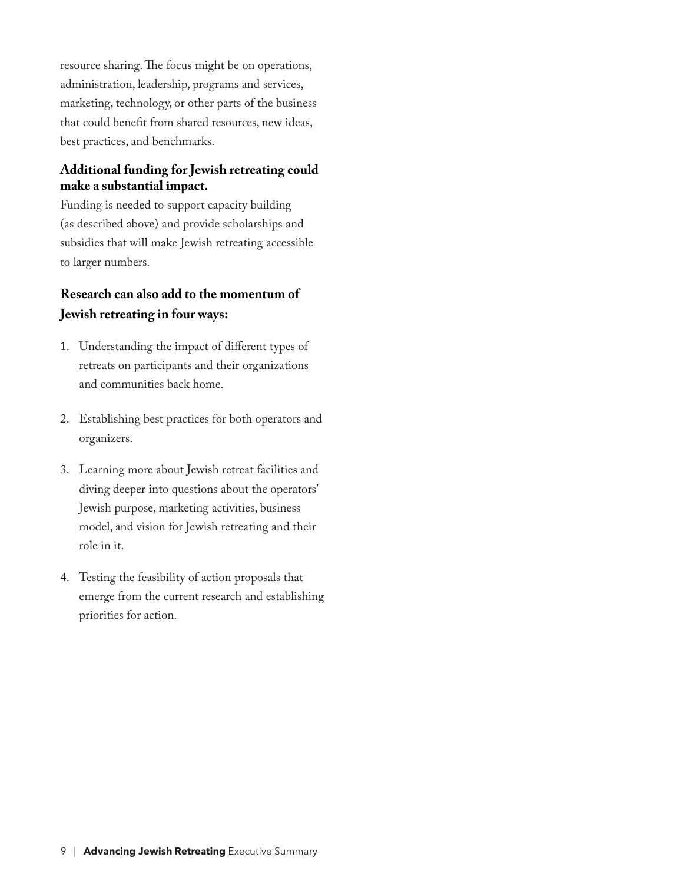resource sharing. The focus might be on operations, administration, leadership, programs and services, marketing, technology, or other parts of the business that could benefit from shared resources, new ideas, best practices, and benchmarks.

**Additional funding for Jewish retreating could make a substantial impact.**

Funding is needed to support capacity building (as described above) and provide scholarships and subsidies that will make Jewish retreating accessible to larger numbers.

**Research can also add to the momentum of Jewish retreating in four ways:**

1. Understanding the impact of different types of retreats on participants and their organizations and communities back home.

2. Establishing best practices for both operators and organizers.

3. Learning more about Jewish retreat facilities and diving deeper into questions about the operators' Jewish purpose, marketing activities, business model, and vision for Jewish retreating and their role in it.

4. Testing the feasibility of action proposals that emerge from the current research and establishing priorities for action.